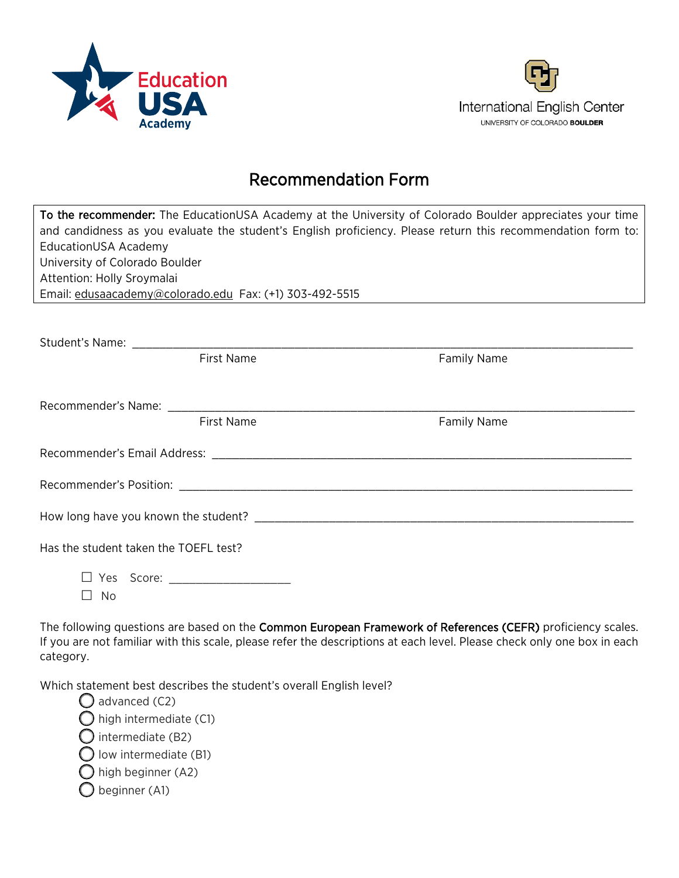Education USA Academy

International English Center
UNIVERSITY OF COLORADO BOULDER

# Recommendation Form

**To the recommender:** The EducationUSA Academy at the University of Colorado Boulder appreciates your time and candidness as you evaluate the student's English proficiency. Please return this recommendation form to:
EducationUSA Academy
University of Colorado Boulder
Attention: Holly Sroymalai
Email: edusaacademy@colorado.edu Fax: (+1) 303-492-5515

Student's Name: ______________________________________________
First Name Family Name

Recommender's Name: ______________________________________________
First Name Family Name

Recommender's Email Address: ______________________________________________

Recommender's Position: ______________________________________________

How long have you known the student? ______________________________________________

Has the student taken the TOEFL test?

- ☐ Yes Score: ____________________
- ☐ No

The following questions are based on the **Common European Framework of References (CEFR)** proficiency scales. If you are not familiar with this scale, please refer the descriptions at each level. Please check only one box in each category.

Which statement best describes the student's overall English level?

- ◯ advanced (C2)
- ◯ high intermediate (C1)
- ◯ intermediate (B2)
- ◯ low intermediate (B1)
- ◯ high beginner (A2)
- ◯ beginner (A1)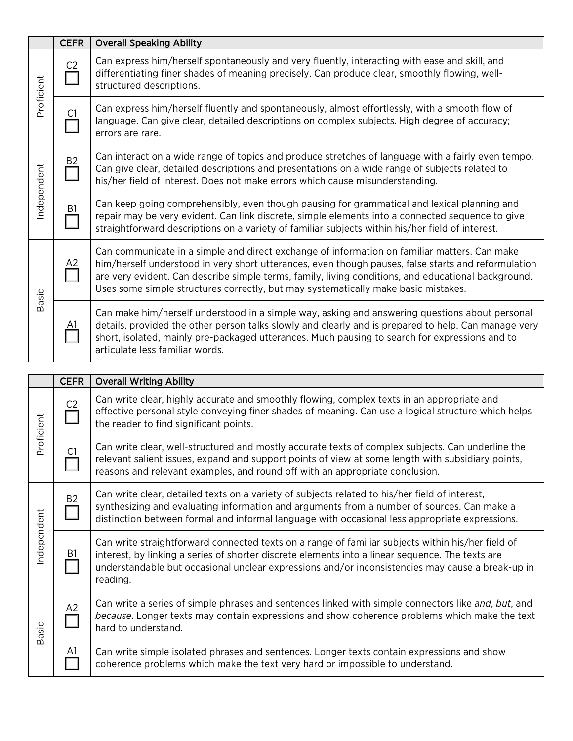| | CEFR | Overall Speaking Ability |
|---|---|---|
| Proficient | C2 ☐ | Can express him/herself spontaneously and very fluently, interacting with ease and skill, and differentiating finer shades of meaning precisely. Can produce clear, smoothly flowing, well-structured descriptions. |
| | C1 ☐ | Can express him/herself fluently and spontaneously, almost effortlessly, with a smooth flow of language. Can give clear, detailed descriptions on complex subjects. High degree of accuracy; errors are rare. |
| Independent | B2 ☐ | Can interact on a wide range of topics and produce stretches of language with a fairly even tempo. Can give clear, detailed descriptions and presentations on a wide range of subjects related to his/her field of interest. Does not make errors which cause misunderstanding. |
| | B1 ☐ | Can keep going comprehensibly, even though pausing for grammatical and lexical planning and repair may be very evident. Can link discrete, simple elements into a connected sequence to give straightforward descriptions on a variety of familiar subjects within his/her field of interest. |
| Basic | A2 ☐ | Can communicate in a simple and direct exchange of information on familiar matters. Can make him/herself understood in very short utterances, even though pauses, false starts and reformulation are very evident. Can describe simple terms, family, living conditions, and educational background. Uses some simple structures correctly, but may systematically make basic mistakes. |
| | A1 ☐ | Can make him/herself understood in a simple way, asking and answering questions about personal details, provided the other person talks slowly and clearly and is prepared to help. Can manage very short, isolated, mainly pre-packaged utterances. Much pausing to search for expressions and to articulate less familiar words. |

| | CEFR | Overall Writing Ability |
|---|---|---|
| Proficient | C2 ☐ | Can write clear, highly accurate and smoothly flowing, complex texts in an appropriate and effective personal style conveying finer shades of meaning. Can use a logical structure which helps the reader to find significant points. |
| | C1 ☐ | Can write clear, well-structured and mostly accurate texts of complex subjects. Can underline the relevant salient issues, expand and support points of view at some length with subsidiary points, reasons and relevant examples, and round off with an appropriate conclusion. |
| Independent | B2 ☐ | Can write clear, detailed texts on a variety of subjects related to his/her field of interest, synthesizing and evaluating information and arguments from a number of sources. Can make a distinction between formal and informal language with occasional less appropriate expressions. |
| | B1 ☐ | Can write straightforward connected texts on a range of familiar subjects within his/her field of interest, by linking a series of shorter discrete elements into a linear sequence. The texts are understandable but occasional unclear expressions and/or inconsistencies may cause a break-up in reading. |
| Basic | A2 ☐ | Can write a series of simple phrases and sentences linked with simple connectors like *and*, *but*, and *because*. Longer texts may contain expressions and show coherence problems which make the text hard to understand. |
| | A1 ☐ | Can write simple isolated phrases and sentences. Longer texts contain expressions and show coherence problems which make the text very hard or impossible to understand. |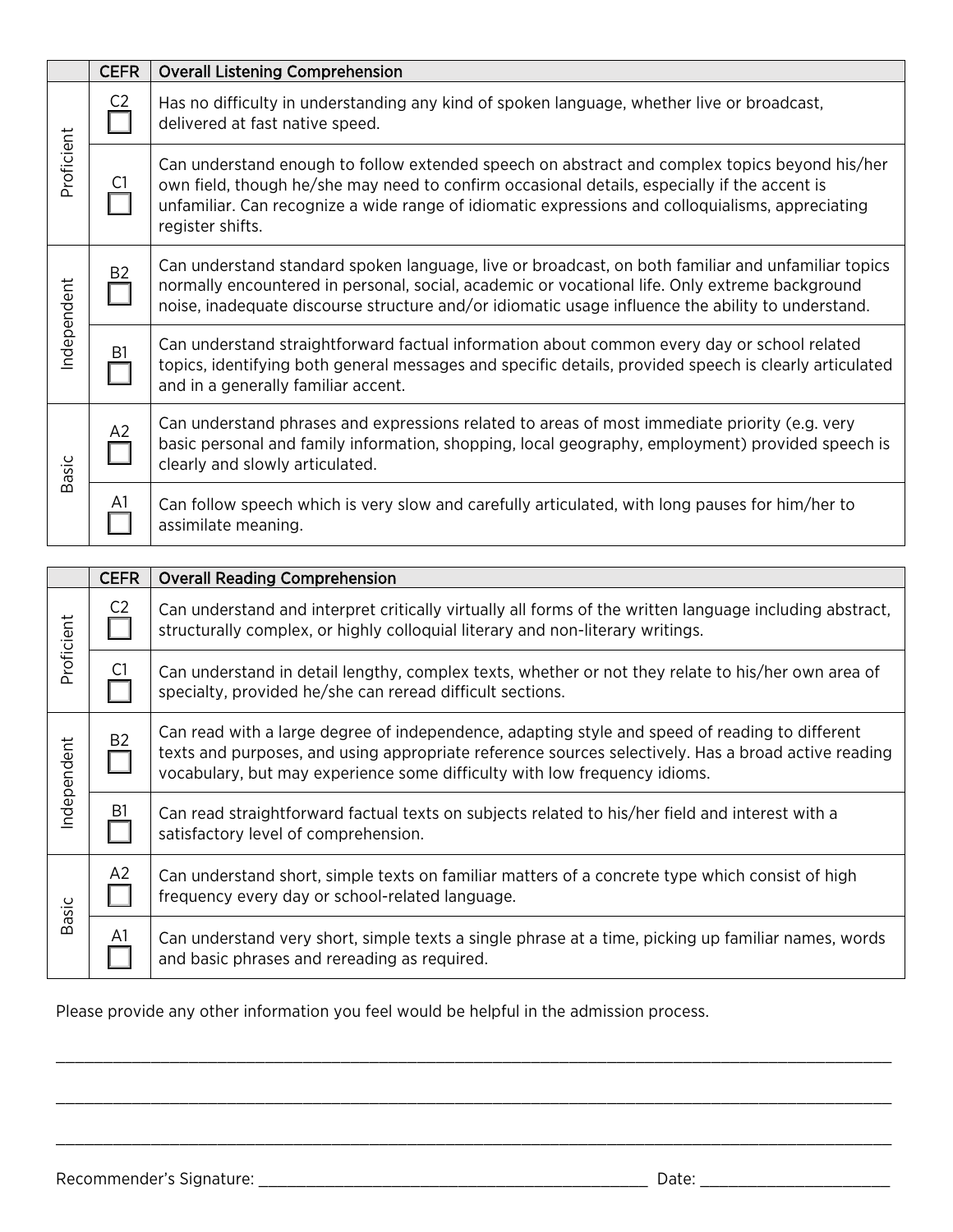| | CEFR | Overall Listening Comprehension |
|---|---|---|
| Proficient | C2 ☐ | Has no difficulty in understanding any kind of spoken language, whether live or broadcast, delivered at fast native speed. |
| | C1 ☐ | Can understand enough to follow extended speech on abstract and complex topics beyond his/her own field, though he/she may need to confirm occasional details, especially if the accent is unfamiliar. Can recognize a wide range of idiomatic expressions and colloquialisms, appreciating register shifts. |
| Independent | B2 ☐ | Can understand standard spoken language, live or broadcast, on both familiar and unfamiliar topics normally encountered in personal, social, academic or vocational life. Only extreme background noise, inadequate discourse structure and/or idiomatic usage influence the ability to understand. |
| | B1 ☐ | Can understand straightforward factual information about common every day or school related topics, identifying both general messages and specific details, provided speech is clearly articulated and in a generally familiar accent. |
| Basic | A2 ☐ | Can understand phrases and expressions related to areas of most immediate priority (e.g. very basic personal and family information, shopping, local geography, employment) provided speech is clearly and slowly articulated. |
| | A1 ☐ | Can follow speech which is very slow and carefully articulated, with long pauses for him/her to assimilate meaning. |

| | CEFR | Overall Reading Comprehension |
|---|---|---|
| Proficient | C2 ☐ | Can understand and interpret critically virtually all forms of the written language including abstract, structurally complex, or highly colloquial literary and non-literary writings. |
| | C1 ☐ | Can understand in detail lengthy, complex texts, whether or not they relate to his/her own area of specialty, provided he/she can reread difficult sections. |
| Independent | B2 ☐ | Can read with a large degree of independence, adapting style and speed of reading to different texts and purposes, and using appropriate reference sources selectively. Has a broad active reading vocabulary, but may experience some difficulty with low frequency idioms. |
| | B1 ☐ | Can read straightforward factual texts on subjects related to his/her field and interest with a satisfactory level of comprehension. |
| Basic | A2 ☐ | Can understand short, simple texts on familiar matters of a concrete type which consist of high frequency every day or school-related language. |
| | A1 ☐ | Can understand very short, simple texts a single phrase at a time, picking up familiar names, words and basic phrases and rereading as required. |

Please provide any other information you feel would be helpful in the admission process.

\_\_\_\_\_\_\_\_\_\_\_\_\_\_\_\_\_\_\_\_\_\_\_\_\_\_\_\_\_\_\_\_\_\_\_\_\_\_\_\_\_\_\_\_\_\_\_\_\_\_\_\_\_\_\_\_\_\_\_\_\_\_\_\_\_\_\_\_\_\_\_\_

\_\_\_\_\_\_\_\_\_\_\_\_\_\_\_\_\_\_\_\_\_\_\_\_\_\_\_\_\_\_\_\_\_\_\_\_\_\_\_\_\_\_\_\_\_\_\_\_\_\_\_\_\_\_\_\_\_\_\_\_\_\_\_\_\_\_\_\_\_\_\_\_

\_\_\_\_\_\_\_\_\_\_\_\_\_\_\_\_\_\_\_\_\_\_\_\_\_\_\_\_\_\_\_\_\_\_\_\_\_\_\_\_\_\_\_\_\_\_\_\_\_\_\_\_\_\_\_\_\_\_\_\_\_\_\_\_\_\_\_\_\_\_\_\_

Recommender's Signature: \_\_\_\_\_\_\_\_\_\_\_\_\_\_\_\_\_\_\_\_\_\_\_\_\_\_\_\_\_\_\_\_\_\_\_\_\_\_\_\_ Date: \_\_\_\_\_\_\_\_\_\_\_\_\_\_\_\_\_\_\_\_